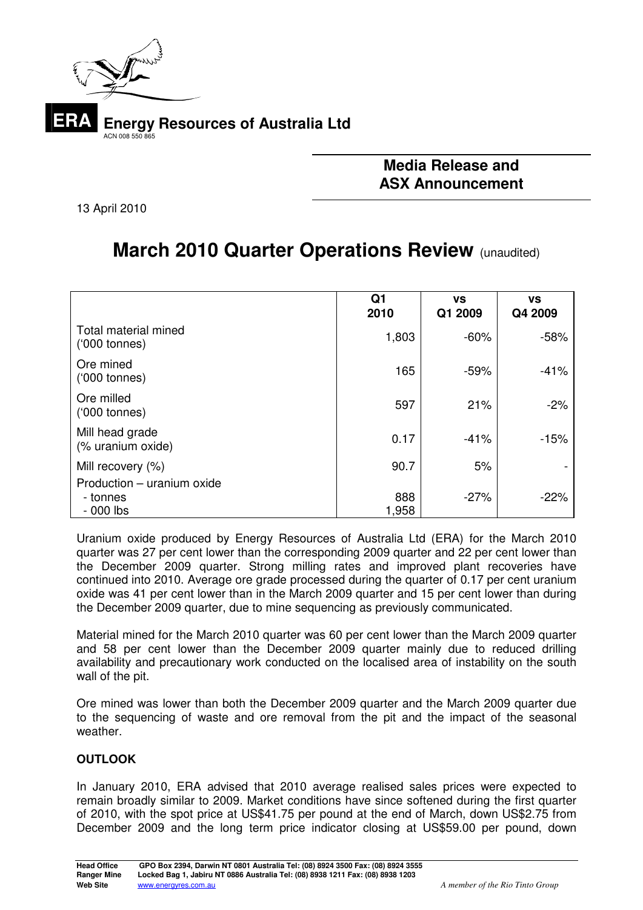**ERA Energy Resources of Australia Ltd**
ACN 008 550 865

**Media Release and ASX Announcement**

13 April 2010

# March 2010 Quarter Operations Review (unaudited)

| | Q1 2010 | vs Q1 2009 | vs Q4 2009 |
|---|---|---|---|
| Total material mined ('000 tonnes) | 1,803 | -60% | -58% |
| Ore mined ('000 tonnes) | 165 | -59% | -41% |
| Ore milled ('000 tonnes) | 597 | 21% | -2% |
| Mill head grade (% uranium oxide) | 0.17 | -41% | -15% |
| Mill recovery (%) | 90.7 | 5% | - |
| Production – uranium oxide<br>- tonnes<br>- 000 lbs | 888<br>1,958 | -27% | -22% |

Uranium oxide produced by Energy Resources of Australia Ltd (ERA) for the March 2010 quarter was 27 per cent lower than the corresponding 2009 quarter and 22 per cent lower than the December 2009 quarter. Strong milling rates and improved plant recoveries have continued into 2010. Average ore grade processed during the quarter of 0.17 per cent uranium oxide was 41 per cent lower than in the March 2009 quarter and 15 per cent lower than during the December 2009 quarter, due to mine sequencing as previously communicated.

Material mined for the March 2010 quarter was 60 per cent lower than the March 2009 quarter and 58 per cent lower than the December 2009 quarter mainly due to reduced drilling availability and precautionary work conducted on the localised area of instability on the south wall of the pit.

Ore mined was lower than both the December 2009 quarter and the March 2009 quarter due to the sequencing of waste and ore removal from the pit and the impact of the seasonal weather.

**OUTLOOK**

In January 2010, ERA advised that 2010 average realised sales prices were expected to remain broadly similar to 2009. Market conditions have since softened during the first quarter of 2010, with the spot price at US$41.75 per pound at the end of March, down US$2.75 from December 2009 and the long term price indicator closing at US$59.00 per pound, down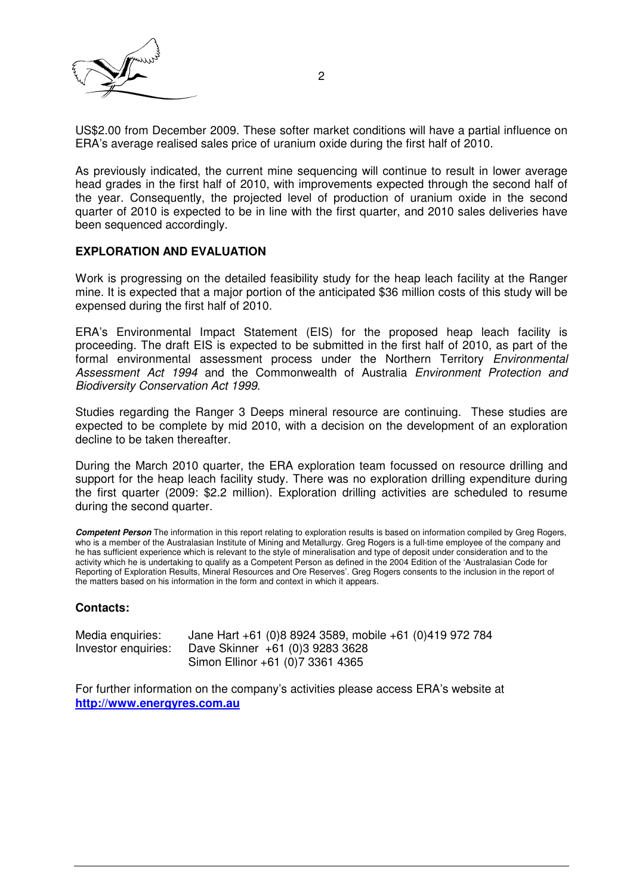US$2.00 from December 2009. These softer market conditions will have a partial influence on ERA's average realised sales price of uranium oxide during the first half of 2010.

As previously indicated, the current mine sequencing will continue to result in lower average head grades in the first half of 2010, with improvements expected through the second half of the year. Consequently, the projected level of production of uranium oxide in the second quarter of 2010 is expected to be in line with the first quarter, and 2010 sales deliveries have been sequenced accordingly.

**EXPLORATION AND EVALUATION**

Work is progressing on the detailed feasibility study for the heap leach facility at the Ranger mine. It is expected that a major portion of the anticipated $36 million costs of this study will be expensed during the first half of 2010.

ERA's Environmental Impact Statement (EIS) for the proposed heap leach facility is proceeding. The draft EIS is expected to be submitted in the first half of 2010, as part of the formal environmental assessment process under the Northern Territory *Environmental Assessment Act 1994* and the Commonwealth of Australia *Environment Protection and Biodiversity Conservation Act 1999*.

Studies regarding the Ranger 3 Deeps mineral resource are continuing. These studies are expected to be complete by mid 2010, with a decision on the development of an exploration decline to be taken thereafter.

During the March 2010 quarter, the ERA exploration team focussed on resource drilling and support for the heap leach facility study. There was no exploration drilling expenditure during the first quarter (2009: $2.2 million). Exploration drilling activities are scheduled to resume during the second quarter.

***Competent Person*** The information in this report relating to exploration results is based on information compiled by Greg Rogers, who is a member of the Australasian Institute of Mining and Metallurgy. Greg Rogers is a full-time employee of the company and he has sufficient experience which is relevant to the style of mineralisation and type of deposit under consideration and to the activity which he is undertaking to qualify as a Competent Person as defined in the 2004 Edition of the 'Australasian Code for Reporting of Exploration Results, Mineral Resources and Ore Reserves'. Greg Rogers consents to the inclusion in the report of the matters based on his information in the form and context in which it appears.

**Contacts:**

Media enquiries: Jane Hart +61 (0)8 8924 3589, mobile +61 (0)419 972 784
Investor enquiries: Dave Skinner +61 (0)3 9283 3628
Simon Ellinor +61 (0)7 3361 4365

For further information on the company's activities please access ERA's website at **http://www.energyres.com.au**